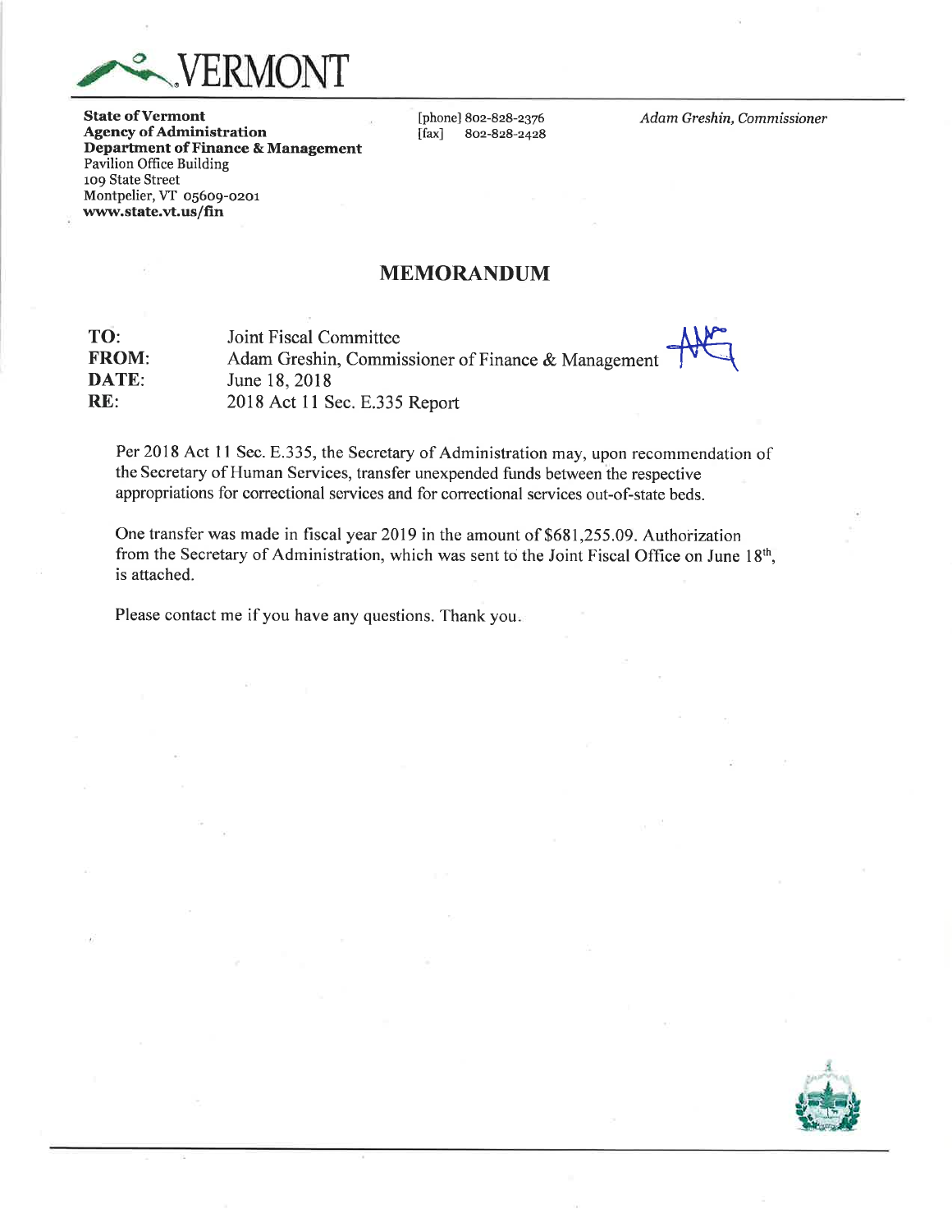VERMONT

**State of Vermont**
**Agency of Administration**
**Department of Finance & Management**
Pavilion Office Building
109 State Street
Montpelier, VT 05609-0201
**www.state.vt.us/fin**

[phone] 802-828-2376
[fax] 802-828-2428

*Adam Greshin, Commissioner*

## MEMORANDUM

**TO:** Joint Fiscal Committee
**FROM:** Adam Greshin, Commissioner of Finance & Management
**DATE:** June 18, 2018
**RE:** 2018 Act 11 Sec. E.335 Report

Per 2018 Act 11 Sec. E.335, the Secretary of Administration may, upon recommendation of the Secretary of Human Services, transfer unexpended funds between the respective appropriations for correctional services and for correctional services out-of-state beds.

One transfer was made in fiscal year 2019 in the amount of $681,255.09. Authorization from the Secretary of Administration, which was sent to the Joint Fiscal Office on June 18th, is attached.

Please contact me if you have any questions. Thank you.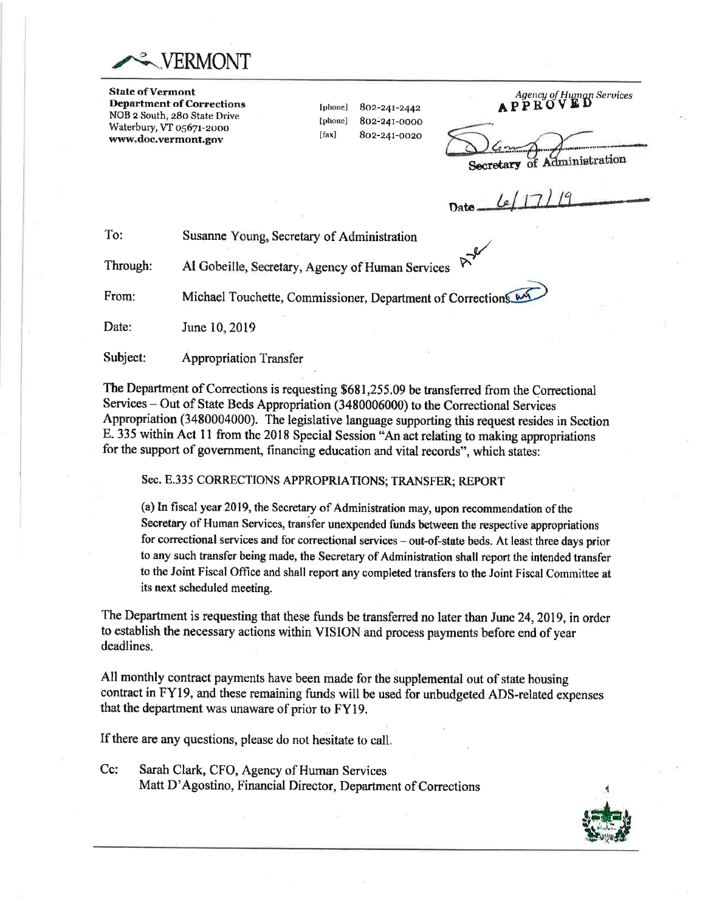VERMONT

**State of Vermont**
**Department of Corrections**
NOB 2 South, 280 State Drive
Waterbury, VT 05671-2000
**www.doc.vermont.gov**

[phone] 802-241-2442
[phone] 802-241-0000
[fax] 802-241-0020

*Agency of Human Services*
**APPROVED**

Secretary of Administration

Date 6/17/19

To: Susanne Young, Secretary of Administration

Through: Al Gobeille, Secretary, Agency of Human Services

From: Michael Touchette, Commissioner, Department of Corrections

Date: June 10, 2019

Subject: Appropriation Transfer

The Department of Corrections is requesting $681,255.09 be transferred from the Correctional Services – Out of State Beds Appropriation (3480006000) to the Correctional Services Appropriation (3480004000). The legislative language supporting this request resides in Section E. 335 within Act 11 from the 2018 Special Session "An act relating to making appropriations for the support of government, financing education and vital records", which states:

> Sec. E.335 CORRECTIONS APPROPRIATIONS; TRANSFER; REPORT
>
> (a) In fiscal year 2019, the Secretary of Administration may, upon recommendation of the Secretary of Human Services, transfer unexpended funds between the respective appropriations for correctional services and for correctional services – out-of-state beds. At least three days prior to any such transfer being made, the Secretary of Administration shall report the intended transfer to the Joint Fiscal Office and shall report any completed transfers to the Joint Fiscal Committee at its next scheduled meeting.

The Department is requesting that these funds be transferred no later than June 24, 2019, in order to establish the necessary actions within VISION and process payments before end of year deadlines.

All monthly contract payments have been made for the supplemental out of state housing contract in FY19, and these remaining funds will be used for unbudgeted ADS-related expenses that the department was unaware of prior to FY19.

If there are any questions, please do not hesitate to call.

Cc: Sarah Clark, CFO, Agency of Human Services
Matt D'Agostino, Financial Director, Department of Corrections